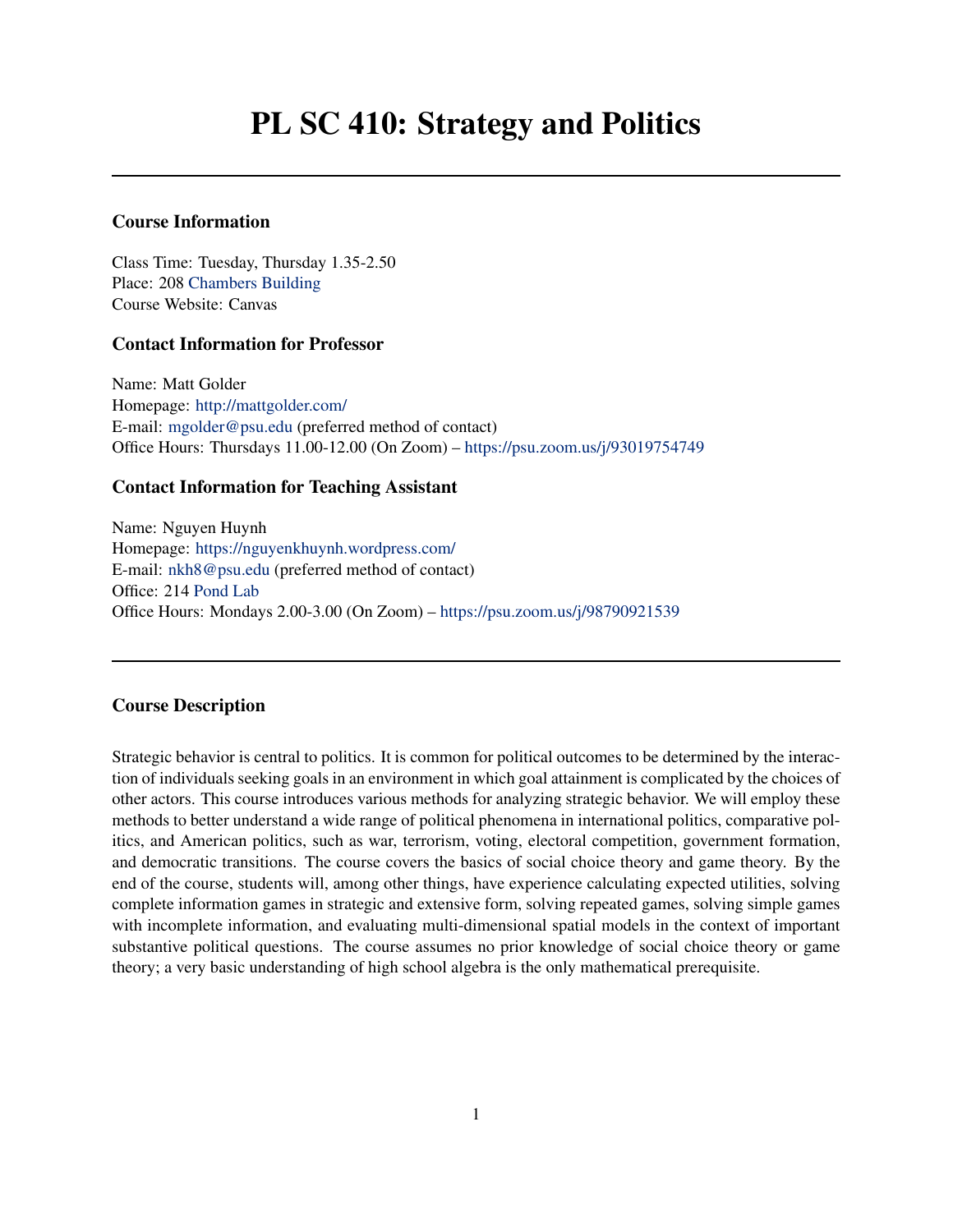# PL SC 410: Strategy and Politics

---

### Course Information

Class Time: Tuesday, Thursday 1.35-2.50
Place: 208 Chambers Building
Course Website: Canvas

### Contact Information for Professor

Name: Matt Golder
Homepage: http://mattgolder.com/
E-mail: mgolder@psu.edu (preferred method of contact)
Office Hours: Thursdays 11.00-12.00 (On Zoom) – https://psu.zoom.us/j/93019754749

### Contact Information for Teaching Assistant

Name: Nguyen Huynh
Homepage: https://nguyenkhuynh.wordpress.com/
E-mail: nkh8@psu.edu (preferred method of contact)
Office: 214 Pond Lab
Office Hours: Mondays 2.00-3.00 (On Zoom) – https://psu.zoom.us/j/98790921539

---

### Course Description

Strategic behavior is central to politics. It is common for political outcomes to be determined by the interaction of individuals seeking goals in an environment in which goal attainment is complicated by the choices of other actors. This course introduces various methods for analyzing strategic behavior. We will employ these methods to better understand a wide range of political phenomena in international politics, comparative politics, and American politics, such as war, terrorism, voting, electoral competition, government formation, and democratic transitions. The course covers the basics of social choice theory and game theory. By the end of the course, students will, among other things, have experience calculating expected utilities, solving complete information games in strategic and extensive form, solving repeated games, solving simple games with incomplete information, and evaluating multi-dimensional spatial models in the context of important substantive political questions. The course assumes no prior knowledge of social choice theory or game theory; a very basic understanding of high school algebra is the only mathematical prerequisite.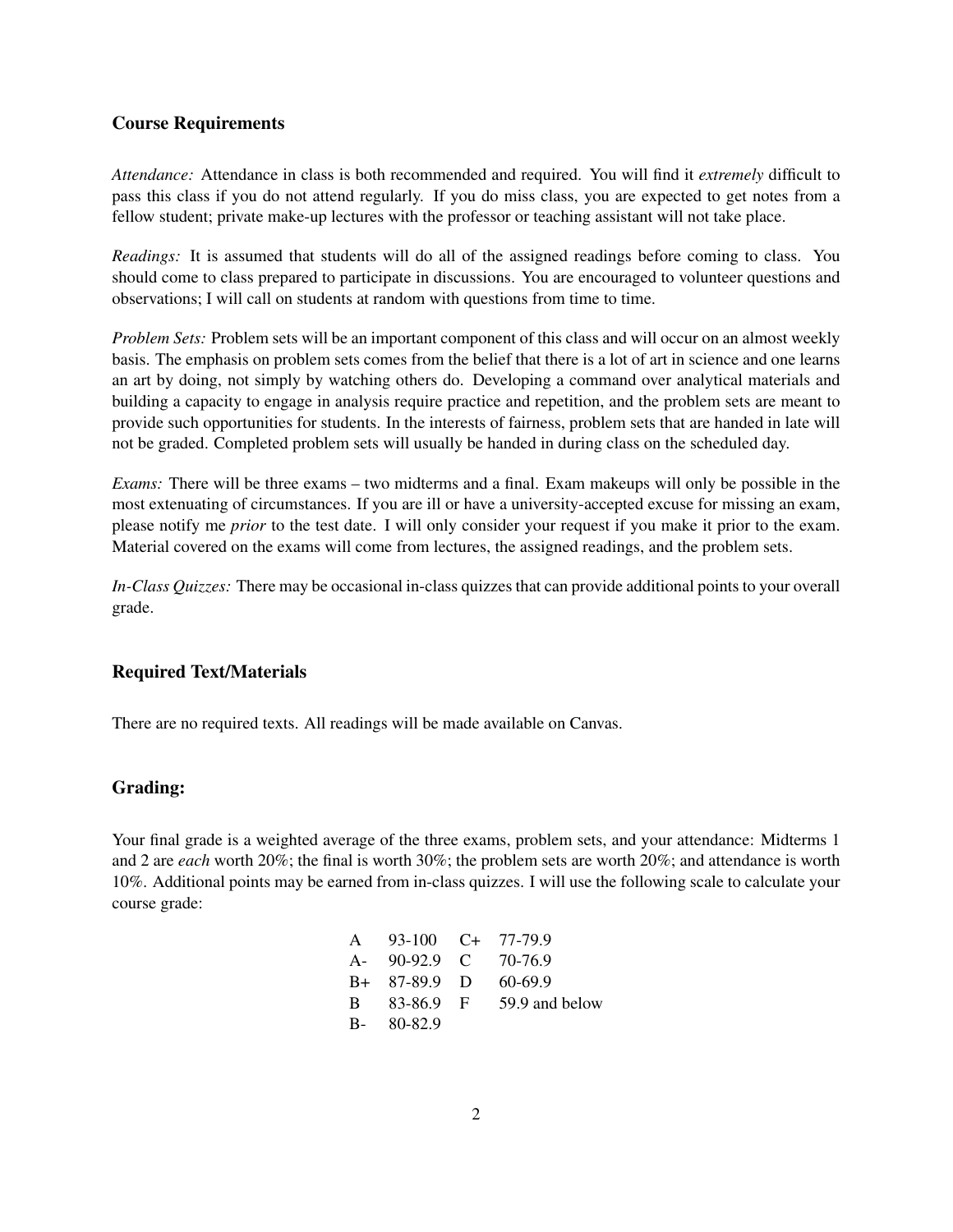## Course Requirements

*Attendance:* Attendance in class is both recommended and required. You will find it *extremely* difficult to pass this class if you do not attend regularly. If you do miss class, you are expected to get notes from a fellow student; private make-up lectures with the professor or teaching assistant will not take place.

*Readings:* It is assumed that students will do all of the assigned readings before coming to class. You should come to class prepared to participate in discussions. You are encouraged to volunteer questions and observations; I will call on students at random with questions from time to time.

*Problem Sets:* Problem sets will be an important component of this class and will occur on an almost weekly basis. The emphasis on problem sets comes from the belief that there is a lot of art in science and one learns an art by doing, not simply by watching others do. Developing a command over analytical materials and building a capacity to engage in analysis require practice and repetition, and the problem sets are meant to provide such opportunities for students. In the interests of fairness, problem sets that are handed in late will not be graded. Completed problem sets will usually be handed in during class on the scheduled day.

*Exams:* There will be three exams – two midterms and a final. Exam makeups will only be possible in the most extenuating of circumstances. If you are ill or have a university-accepted excuse for missing an exam, please notify me *prior* to the test date. I will only consider your request if you make it prior to the exam. Material covered on the exams will come from lectures, the assigned readings, and the problem sets.

*In-Class Quizzes:* There may be occasional in-class quizzes that can provide additional points to your overall grade.

## Required Text/Materials

There are no required texts. All readings will be made available on Canvas.

## Grading:

Your final grade is a weighted average of the three exams, problem sets, and your attendance: Midterms 1 and 2 are *each* worth 20%; the final is worth 30%; the problem sets are worth 20%; and attendance is worth 10%. Additional points may be earned from in-class quizzes. I will use the following scale to calculate your course grade:

| | | | |
|---|---|---|---|
| A | 93-100 | C+ | 77-79.9 |
| A- | 90-92.9 | C | 70-76.9 |
| B+ | 87-89.9 | D | 60-69.9 |
| B | 83-86.9 | F | 59.9 and below |
| B- | 80-82.9 | | |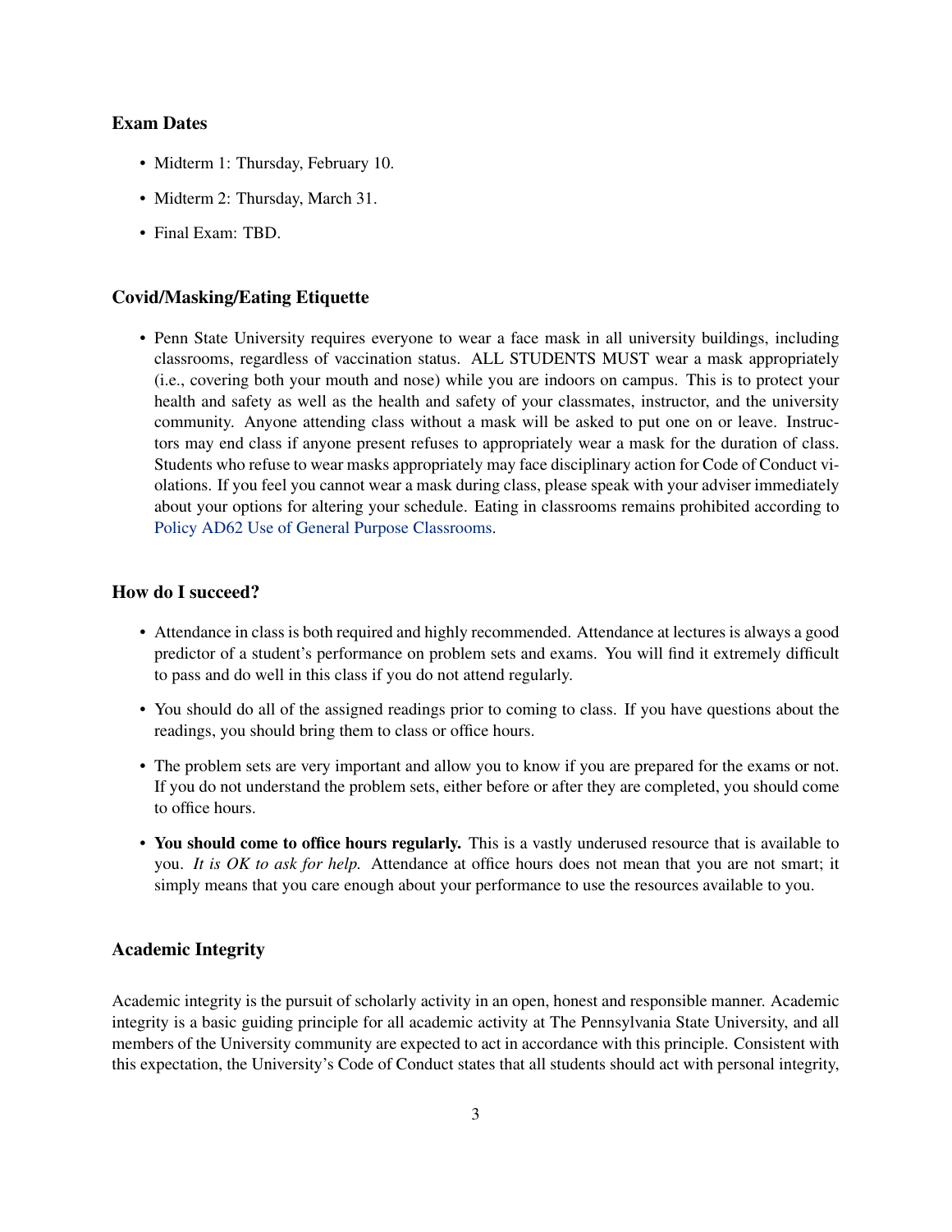### Exam Dates

- Midterm 1: Thursday, February 10.
- Midterm 2: Thursday, March 31.
- Final Exam: TBD.

### Covid/Masking/Eating Etiquette

- Penn State University requires everyone to wear a face mask in all university buildings, including classrooms, regardless of vaccination status. ALL STUDENTS MUST wear a mask appropriately (i.e., covering both your mouth and nose) while you are indoors on campus. This is to protect your health and safety as well as the health and safety of your classmates, instructor, and the university community. Anyone attending class without a mask will be asked to put one on or leave. Instructors may end class if anyone present refuses to appropriately wear a mask for the duration of class. Students who refuse to wear masks appropriately may face disciplinary action for Code of Conduct violations. If you feel you cannot wear a mask during class, please speak with your adviser immediately about your options for altering your schedule. Eating in classrooms remains prohibited according to Policy AD62 Use of General Purpose Classrooms.

### How do I succeed?

- Attendance in class is both required and highly recommended. Attendance at lectures is always a good predictor of a student's performance on problem sets and exams. You will find it extremely difficult to pass and do well in this class if you do not attend regularly.
- You should do all of the assigned readings prior to coming to class. If you have questions about the readings, you should bring them to class or office hours.
- The problem sets are very important and allow you to know if you are prepared for the exams or not. If you do not understand the problem sets, either before or after they are completed, you should come to office hours.
- **You should come to office hours regularly.** This is a vastly underused resource that is available to you. *It is OK to ask for help.* Attendance at office hours does not mean that you are not smart; it simply means that you care enough about your performance to use the resources available to you.

### Academic Integrity

Academic integrity is the pursuit of scholarly activity in an open, honest and responsible manner. Academic integrity is a basic guiding principle for all academic activity at The Pennsylvania State University, and all members of the University community are expected to act in accordance with this principle. Consistent with this expectation, the University's Code of Conduct states that all students should act with personal integrity,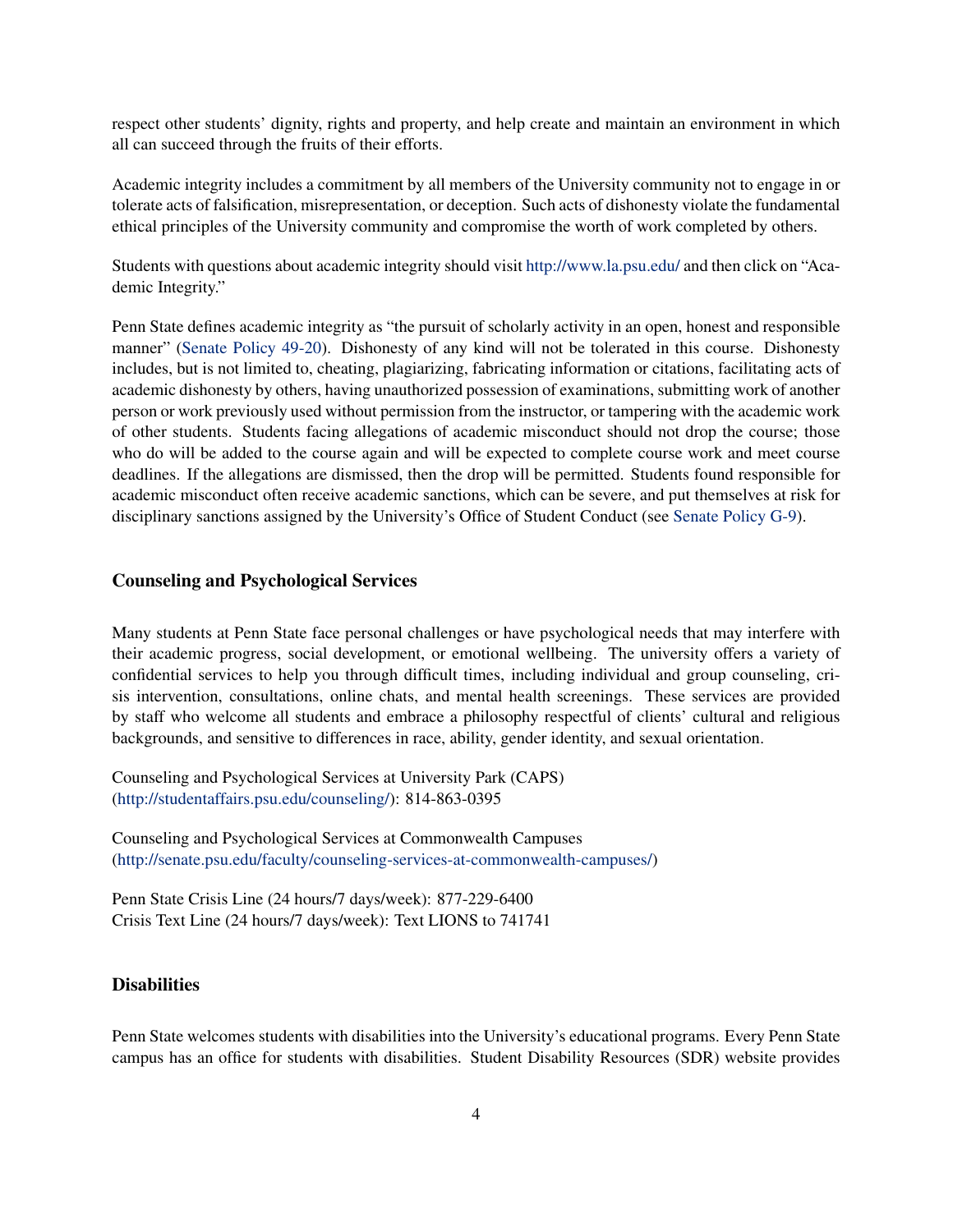respect other students' dignity, rights and property, and help create and maintain an environment in which all can succeed through the fruits of their efforts.

Academic integrity includes a commitment by all members of the University community not to engage in or tolerate acts of falsification, misrepresentation, or deception. Such acts of dishonesty violate the fundamental ethical principles of the University community and compromise the worth of work completed by others.

Students with questions about academic integrity should visit http://www.la.psu.edu/ and then click on "Academic Integrity."

Penn State defines academic integrity as "the pursuit of scholarly activity in an open, honest and responsible manner" (Senate Policy 49-20). Dishonesty of any kind will not be tolerated in this course. Dishonesty includes, but is not limited to, cheating, plagiarizing, fabricating information or citations, facilitating acts of academic dishonesty by others, having unauthorized possession of examinations, submitting work of another person or work previously used without permission from the instructor, or tampering with the academic work of other students. Students facing allegations of academic misconduct should not drop the course; those who do will be added to the course again and will be expected to complete course work and meet course deadlines. If the allegations are dismissed, then the drop will be permitted. Students found responsible for academic misconduct often receive academic sanctions, which can be severe, and put themselves at risk for disciplinary sanctions assigned by the University's Office of Student Conduct (see Senate Policy G-9).

### Counseling and Psychological Services

Many students at Penn State face personal challenges or have psychological needs that may interfere with their academic progress, social development, or emotional wellbeing. The university offers a variety of confidential services to help you through difficult times, including individual and group counseling, crisis intervention, consultations, online chats, and mental health screenings. These services are provided by staff who welcome all students and embrace a philosophy respectful of clients' cultural and religious backgrounds, and sensitive to differences in race, ability, gender identity, and sexual orientation.

Counseling and Psychological Services at University Park (CAPS)
(http://studentaffairs.psu.edu/counseling/): 814-863-0395

Counseling and Psychological Services at Commonwealth Campuses
(http://senate.psu.edu/faculty/counseling-services-at-commonwealth-campuses/)

Penn State Crisis Line (24 hours/7 days/week): 877-229-6400
Crisis Text Line (24 hours/7 days/week): Text LIONS to 741741

### Disabilities

Penn State welcomes students with disabilities into the University's educational programs. Every Penn State campus has an office for students with disabilities. Student Disability Resources (SDR) website provides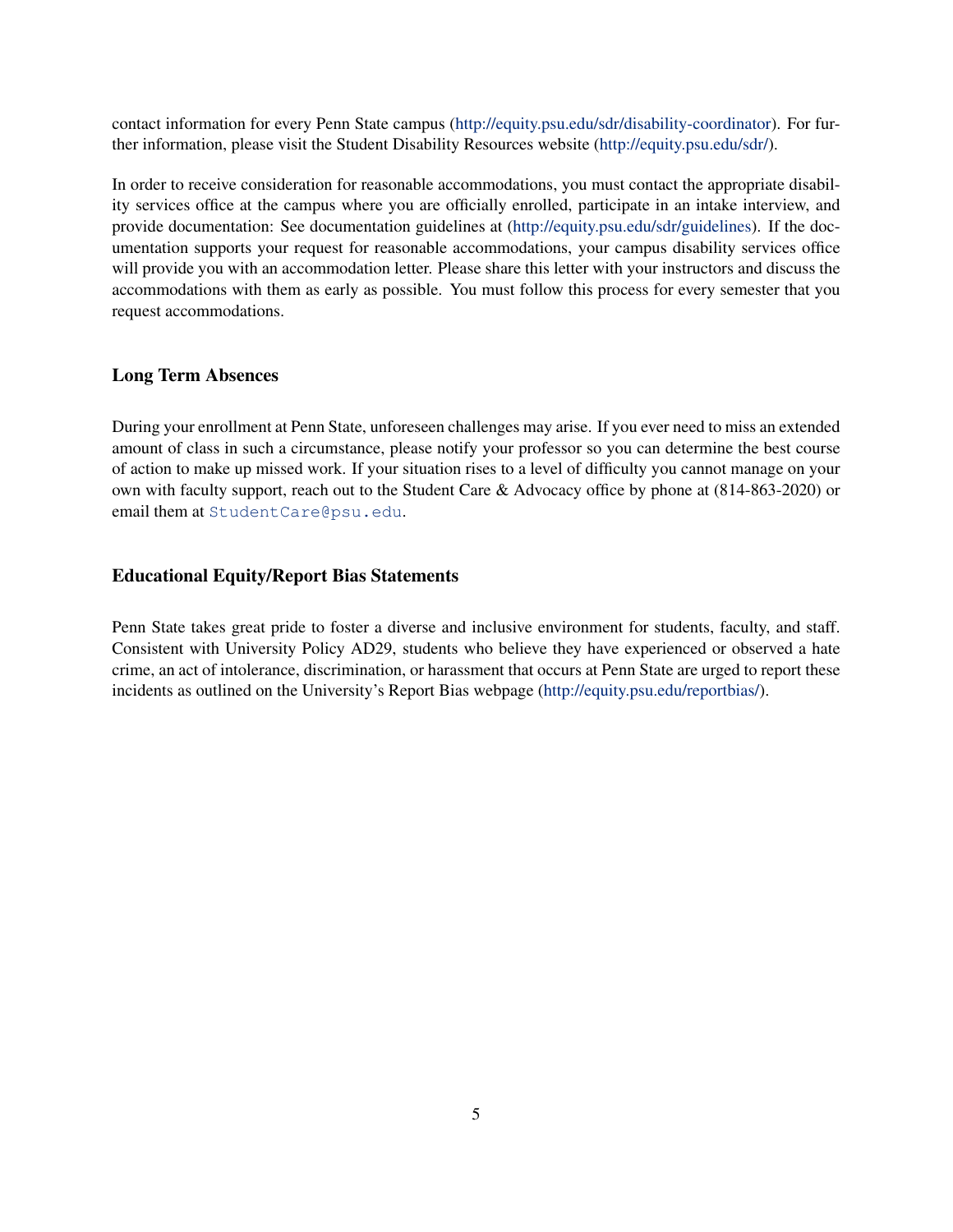contact information for every Penn State campus (http://equity.psu.edu/sdr/disability-coordinator). For further information, please visit the Student Disability Resources website (http://equity.psu.edu/sdr/).

In order to receive consideration for reasonable accommodations, you must contact the appropriate disability services office at the campus where you are officially enrolled, participate in an intake interview, and provide documentation: See documentation guidelines at (http://equity.psu.edu/sdr/guidelines). If the documentation supports your request for reasonable accommodations, your campus disability services office will provide you with an accommodation letter. Please share this letter with your instructors and discuss the accommodations with them as early as possible. You must follow this process for every semester that you request accommodations.

### Long Term Absences

During your enrollment at Penn State, unforeseen challenges may arise. If you ever need to miss an extended amount of class in such a circumstance, please notify your professor so you can determine the best course of action to make up missed work. If your situation rises to a level of difficulty you cannot manage on your own with faculty support, reach out to the Student Care & Advocacy office by phone at (814-863-2020) or email them at `StudentCare@psu.edu`.

### Educational Equity/Report Bias Statements

Penn State takes great pride to foster a diverse and inclusive environment for students, faculty, and staff. Consistent with University Policy AD29, students who believe they have experienced or observed a hate crime, an act of intolerance, discrimination, or harassment that occurs at Penn State are urged to report these incidents as outlined on the University's Report Bias webpage (http://equity.psu.edu/reportbias/).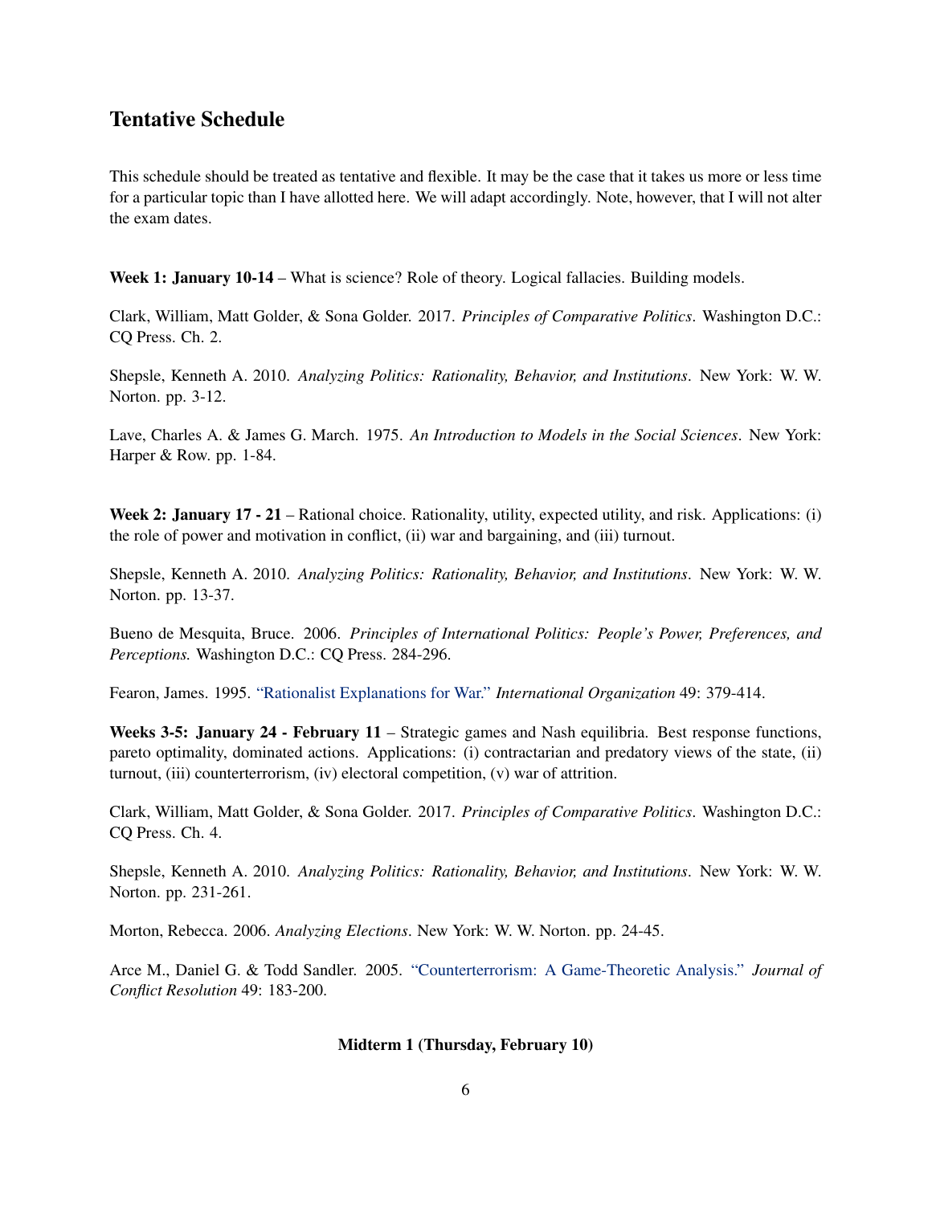## Tentative Schedule

This schedule should be treated as tentative and flexible. It may be the case that it takes us more or less time for a particular topic than I have allotted here. We will adapt accordingly. Note, however, that I will not alter the exam dates.

**Week 1: January 10-14** – What is science? Role of theory. Logical fallacies. Building models.

Clark, William, Matt Golder, & Sona Golder. 2017. *Principles of Comparative Politics*. Washington D.C.: CQ Press. Ch. 2.

Shepsle, Kenneth A. 2010. *Analyzing Politics: Rationality, Behavior, and Institutions*. New York: W. W. Norton. pp. 3-12.

Lave, Charles A. & James G. March. 1975. *An Introduction to Models in the Social Sciences*. New York: Harper & Row. pp. 1-84.

**Week 2: January 17 - 21** – Rational choice. Rationality, utility, expected utility, and risk. Applications: (i) the role of power and motivation in conflict, (ii) war and bargaining, and (iii) turnout.

Shepsle, Kenneth A. 2010. *Analyzing Politics: Rationality, Behavior, and Institutions*. New York: W. W. Norton. pp. 13-37.

Bueno de Mesquita, Bruce. 2006. *Principles of International Politics: People's Power, Preferences, and Perceptions.* Washington D.C.: CQ Press. 284-296.

Fearon, James. 1995. "Rationalist Explanations for War." *International Organization* 49: 379-414.

**Weeks 3-5: January 24 - February 11** – Strategic games and Nash equilibria. Best response functions, pareto optimality, dominated actions. Applications: (i) contractarian and predatory views of the state, (ii) turnout, (iii) counterterrorism, (iv) electoral competition, (v) war of attrition.

Clark, William, Matt Golder, & Sona Golder. 2017. *Principles of Comparative Politics*. Washington D.C.: CQ Press. Ch. 4.

Shepsle, Kenneth A. 2010. *Analyzing Politics: Rationality, Behavior, and Institutions*. New York: W. W. Norton. pp. 231-261.

Morton, Rebecca. 2006. *Analyzing Elections*. New York: W. W. Norton. pp. 24-45.

Arce M., Daniel G. & Todd Sandler. 2005. "Counterterrorism: A Game-Theoretic Analysis." *Journal of Conflict Resolution* 49: 183-200.

**Midterm 1 (Thursday, February 10)**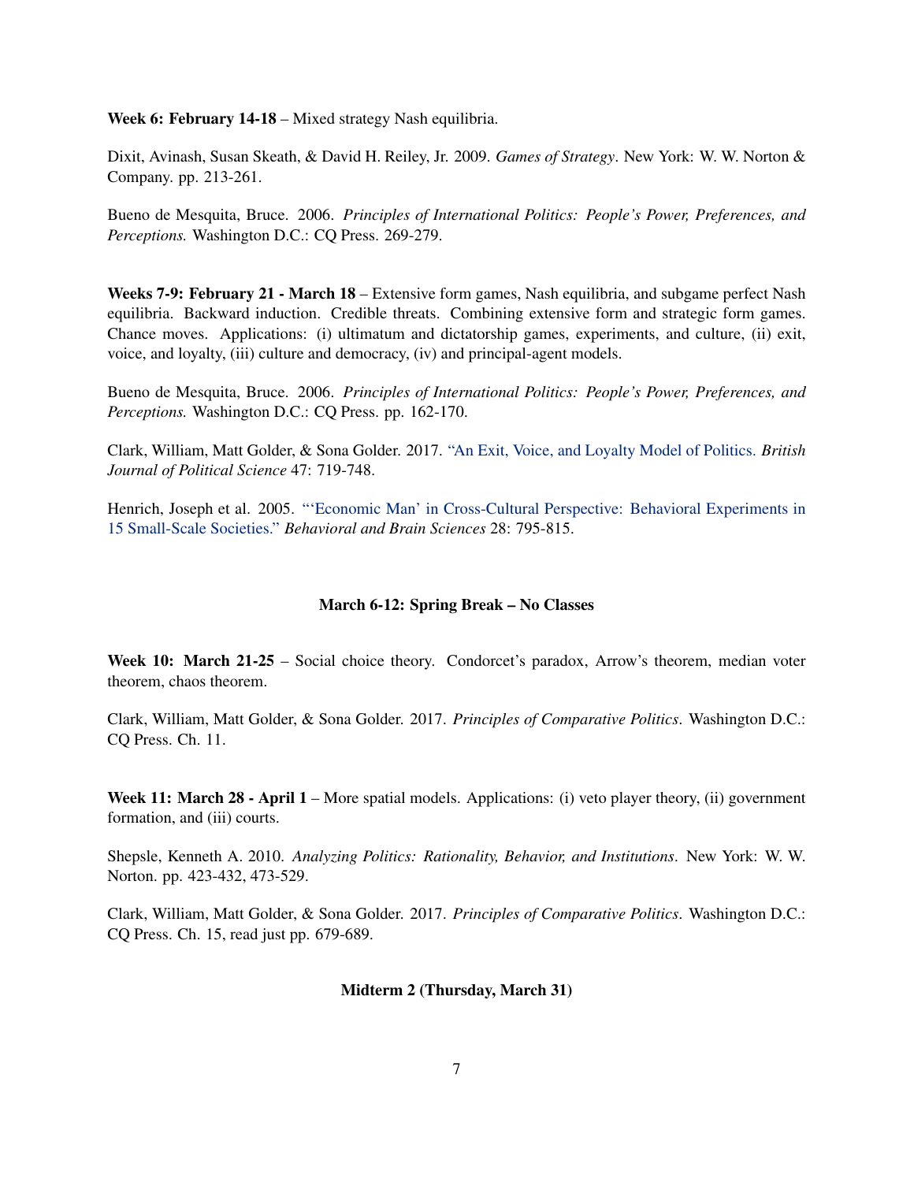**Week 6: February 14-18** – Mixed strategy Nash equilibria.

Dixit, Avinash, Susan Skeath, & David H. Reiley, Jr. 2009. *Games of Strategy*. New York: W. W. Norton & Company. pp. 213-261.

Bueno de Mesquita, Bruce. 2006. *Principles of International Politics: People's Power, Preferences, and Perceptions.* Washington D.C.: CQ Press. 269-279.

**Weeks 7-9: February 21 - March 18** – Extensive form games, Nash equilibria, and subgame perfect Nash equilibria. Backward induction. Credible threats. Combining extensive form and strategic form games. Chance moves. Applications: (i) ultimatum and dictatorship games, experiments, and culture, (ii) exit, voice, and loyalty, (iii) culture and democracy, (iv) and principal-agent models.

Bueno de Mesquita, Bruce. 2006. *Principles of International Politics: People's Power, Preferences, and Perceptions.* Washington D.C.: CQ Press. pp. 162-170.

Clark, William, Matt Golder, & Sona Golder. 2017. "An Exit, Voice, and Loyalty Model of Politics. *British Journal of Political Science* 47: 719-748.

Henrich, Joseph et al. 2005. "'Economic Man' in Cross-Cultural Perspective: Behavioral Experiments in 15 Small-Scale Societies." *Behavioral and Brain Sciences* 28: 795-815.

**March 6-12: Spring Break – No Classes**

**Week 10: March 21-25** – Social choice theory. Condorcet's paradox, Arrow's theorem, median voter theorem, chaos theorem.

Clark, William, Matt Golder, & Sona Golder. 2017. *Principles of Comparative Politics*. Washington D.C.: CQ Press. Ch. 11.

**Week 11: March 28 - April 1** – More spatial models. Applications: (i) veto player theory, (ii) government formation, and (iii) courts.

Shepsle, Kenneth A. 2010. *Analyzing Politics: Rationality, Behavior, and Institutions*. New York: W. W. Norton. pp. 423-432, 473-529.

Clark, William, Matt Golder, & Sona Golder. 2017. *Principles of Comparative Politics*. Washington D.C.: CQ Press. Ch. 15, read just pp. 679-689.

**Midterm 2 (Thursday, March 31)**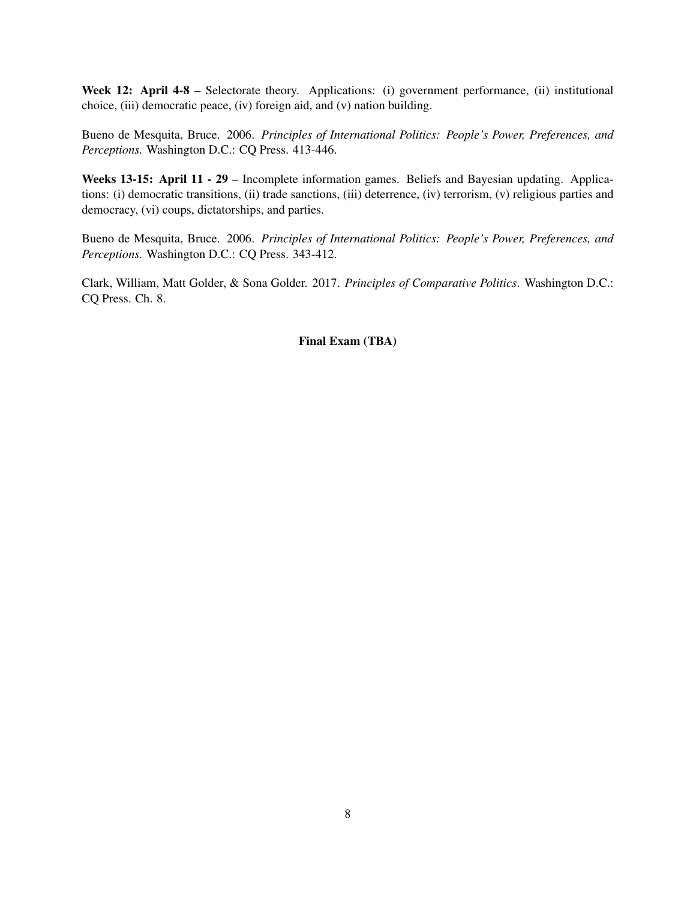**Week 12: April 4-8** – Selectorate theory. Applications: (i) government performance, (ii) institutional choice, (iii) democratic peace, (iv) foreign aid, and (v) nation building.

Bueno de Mesquita, Bruce. 2006. *Principles of International Politics: People's Power, Preferences, and Perceptions.* Washington D.C.: CQ Press. 413-446.

**Weeks 13-15: April 11 - 29** – Incomplete information games. Beliefs and Bayesian updating. Applications: (i) democratic transitions, (ii) trade sanctions, (iii) deterrence, (iv) terrorism, (v) religious parties and democracy, (vi) coups, dictatorships, and parties.

Bueno de Mesquita, Bruce. 2006. *Principles of International Politics: People's Power, Preferences, and Perceptions.* Washington D.C.: CQ Press. 343-412.

Clark, William, Matt Golder, & Sona Golder. 2017. *Principles of Comparative Politics*. Washington D.C.: CQ Press. Ch. 8.

**Final Exam (TBA)**